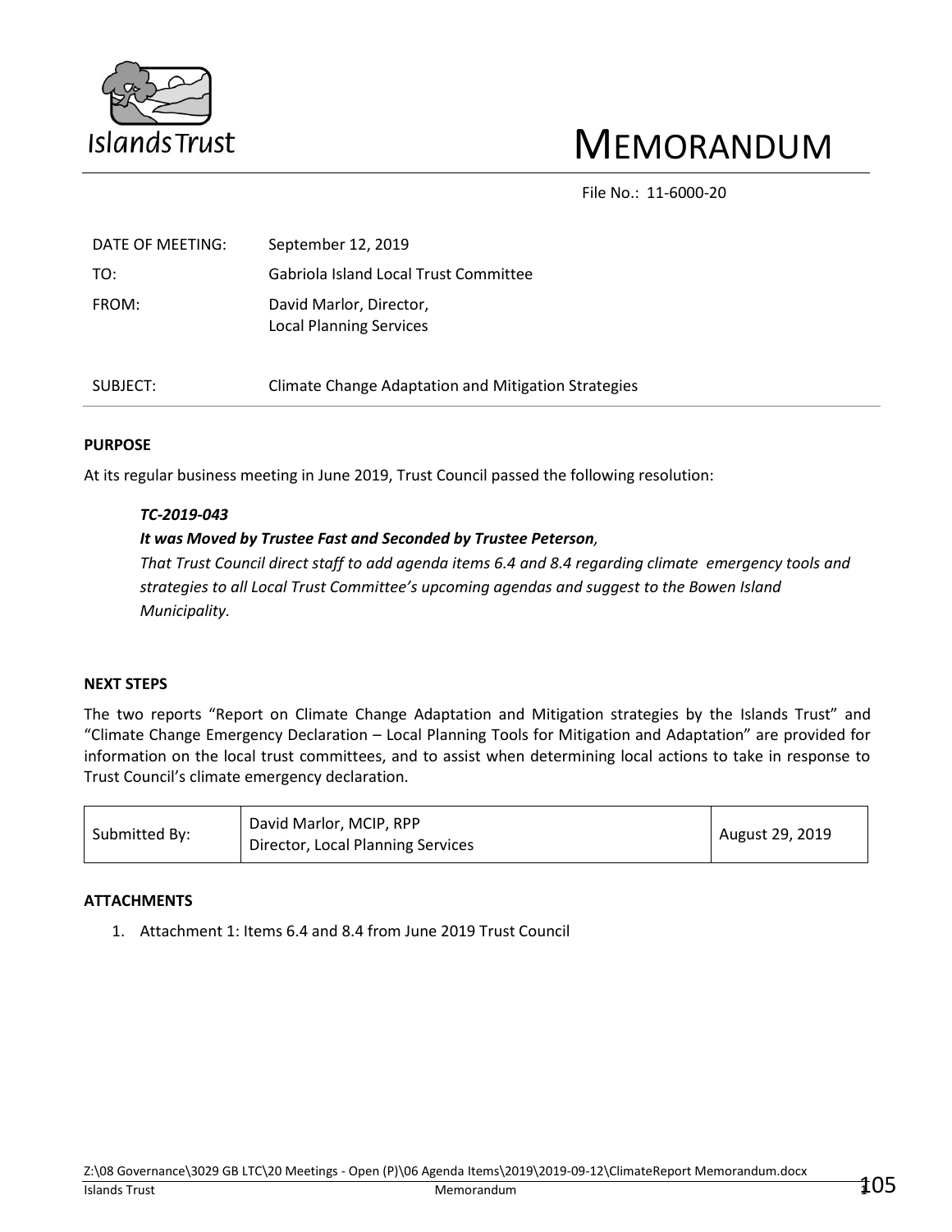Islands Trust

# MEMORANDUM

File No.: 11-6000-20

| | |
|---|---|
| DATE OF MEETING: | September 12, 2019 |
| TO: | Gabriola Island Local Trust Committee |
| FROM: | David Marlor, Director, Local Planning Services |
| SUBJECT: | Climate Change Adaptation and Mitigation Strategies |

**PURPOSE**

At its regular business meeting in June 2019, Trust Council passed the following resolution:

> ***TC-2019-043***
> ***It was Moved by Trustee Fast and Seconded by Trustee Peterson,***
> *That Trust Council direct staff to add agenda items 6.4 and 8.4 regarding climate emergency tools and strategies to all Local Trust Committee's upcoming agendas and suggest to the Bowen Island Municipality.*

**NEXT STEPS**

The two reports "Report on Climate Change Adaptation and Mitigation strategies by the Islands Trust" and "Climate Change Emergency Declaration – Local Planning Tools for Mitigation and Adaptation" are provided for information on the local trust committees, and to assist when determining local actions to take in response to Trust Council's climate emergency declaration.

| Submitted By: | David Marlor, MCIP, RPP<br>Director, Local Planning Services | August 29, 2019 |
|---|---|---|

**ATTACHMENTS**

1. Attachment 1: Items 6.4 and 8.4 from June 2019 Trust Council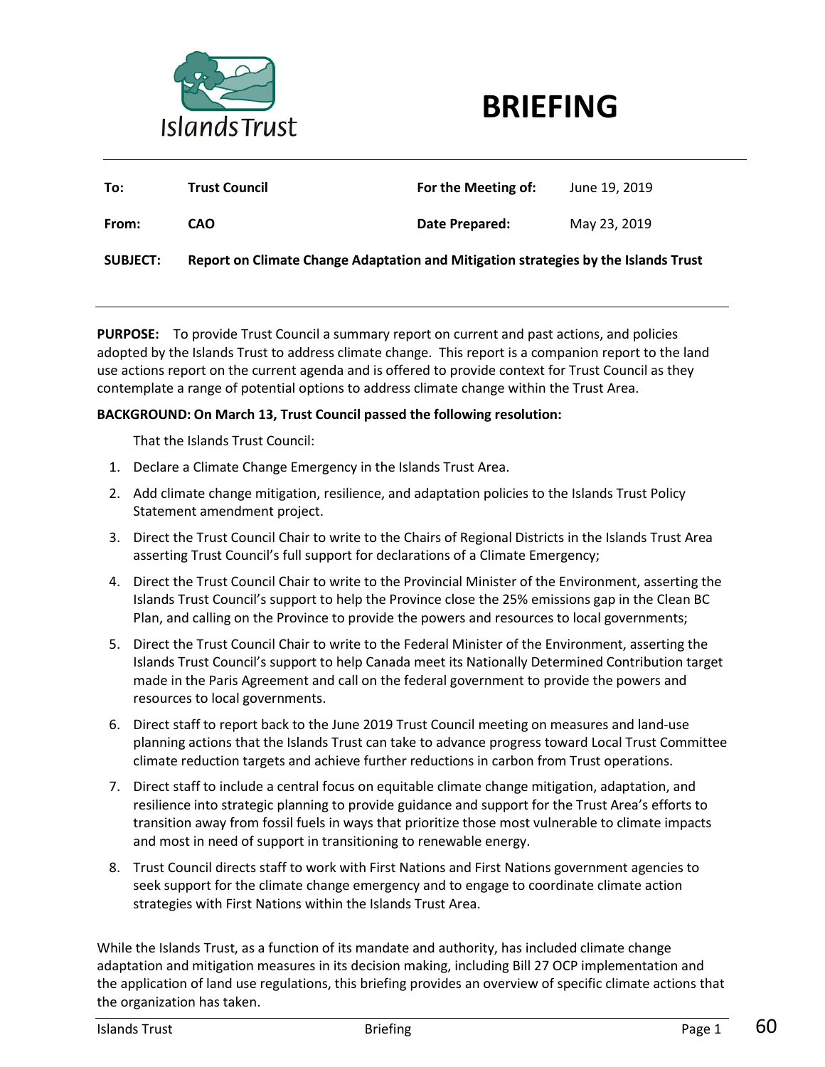**Islands Trust**

# BRIEFING

| | | | |
|---|---|---|---|
| **To:** | **Trust Council** | **For the Meeting of:** | June 19, 2019 |
| **From:** | **CAO** | **Date Prepared:** | May 23, 2019 |

**SUBJECT:** **Report on Climate Change Adaptation and Mitigation strategies by the Islands Trust**

**PURPOSE:** To provide Trust Council a summary report on current and past actions, and policies adopted by the Islands Trust to address climate change. This report is a companion report to the land use actions report on the current agenda and is offered to provide context for Trust Council as they contemplate a range of potential options to address climate change within the Trust Area.

**BACKGROUND: On March 13, Trust Council passed the following resolution:**

That the Islands Trust Council:

1. Declare a Climate Change Emergency in the Islands Trust Area.
2. Add climate change mitigation, resilience, and adaptation policies to the Islands Trust Policy Statement amendment project.
3. Direct the Trust Council Chair to write to the Chairs of Regional Districts in the Islands Trust Area asserting Trust Council's full support for declarations of a Climate Emergency;
4. Direct the Trust Council Chair to write to the Provincial Minister of the Environment, asserting the Islands Trust Council's support to help the Province close the 25% emissions gap in the Clean BC Plan, and calling on the Province to provide the powers and resources to local governments;
5. Direct the Trust Council Chair to write to the Federal Minister of the Environment, asserting the Islands Trust Council's support to help Canada meet its Nationally Determined Contribution target made in the Paris Agreement and call on the federal government to provide the powers and resources to local governments.
6. Direct staff to report back to the June 2019 Trust Council meeting on measures and land-use planning actions that the Islands Trust can take to advance progress toward Local Trust Committee climate reduction targets and achieve further reductions in carbon from Trust operations.
7. Direct staff to include a central focus on equitable climate change mitigation, adaptation, and resilience into strategic planning to provide guidance and support for the Trust Area's efforts to transition away from fossil fuels in ways that prioritize those most vulnerable to climate impacts and most in need of support in transitioning to renewable energy.
8. Trust Council directs staff to work with First Nations and First Nations government agencies to seek support for the climate change emergency and to engage to coordinate climate action strategies with First Nations within the Islands Trust Area.

While the Islands Trust, as a function of its mandate and authority, has included climate change adaptation and mitigation measures in its decision making, including Bill 27 OCP implementation and the application of land use regulations, this briefing provides an overview of specific climate actions that the organization has taken.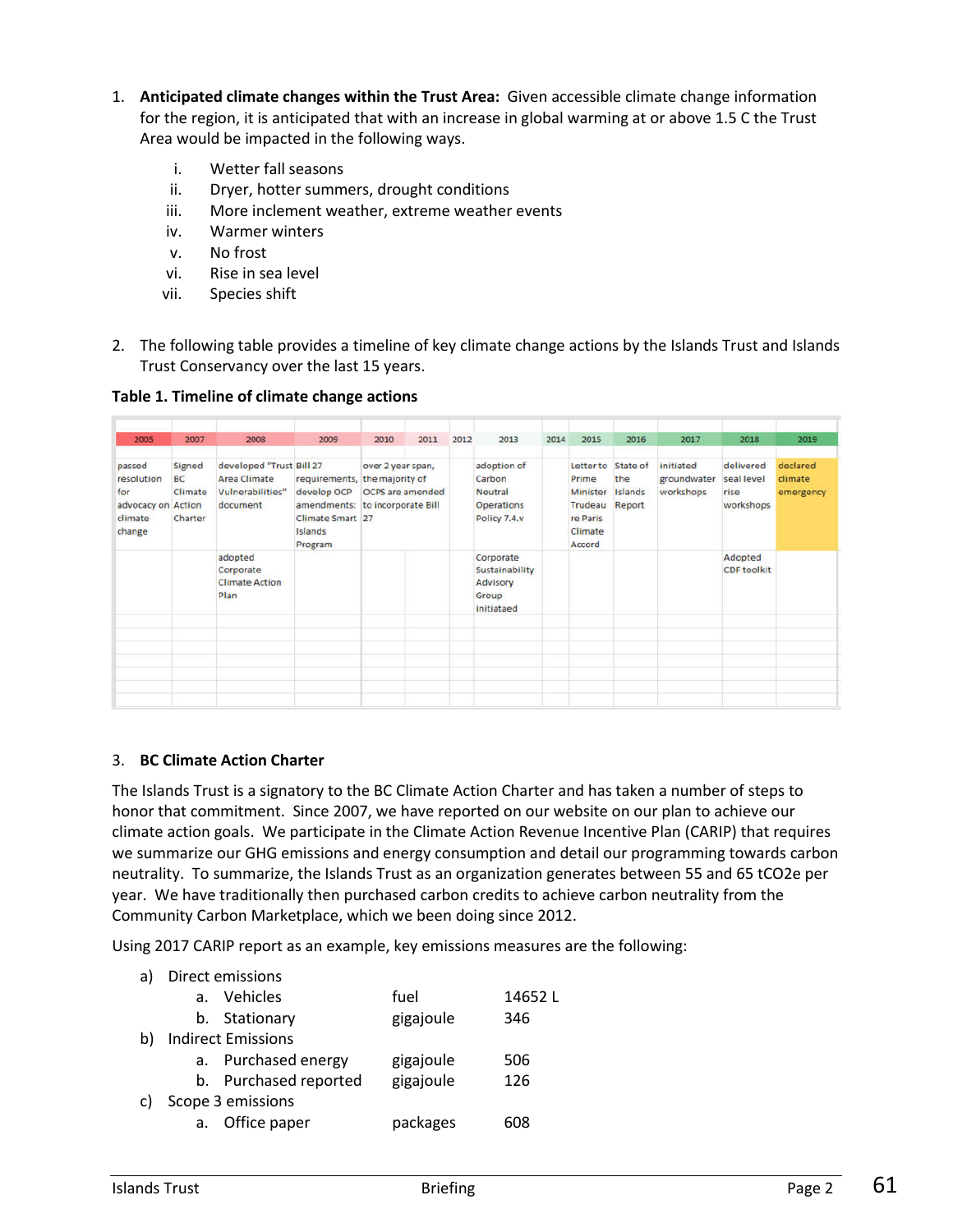1. **Anticipated climate changes within the Trust Area:** Given accessible climate change information for the region, it is anticipated that with an increase in global warming at or above 1.5 C the Trust Area would be impacted in the following ways.

    i. Wetter fall seasons
    ii. Dryer, hotter summers, drought conditions
    iii. More inclement weather, extreme weather events
    iv. Warmer winters
    v. No frost
    vi. Rise in sea level
    vii. Species shift

2. The following table provides a timeline of key climate change actions by the Islands Trust and Islands Trust Conservancy over the last 15 years.

**Table 1. Timeline of climate change actions**

| 2005 | 2007 | 2008 | 2009 | 2010 | 2011 | 2012 | 2013 | 2014 | 2015 | 2016 | 2017 | 2018 | 2019 |
|---|---|---|---|---|---|---|---|---|---|---|---|---|---|
| passed resolution for advocacy on climate change | Signed BC Climate Action Charter | developed "Trust Area Climate Vulnerabilities" document | Bill 27 requirements, develop OCP amendments: Climate Smart Islands Program | over 2 year span, the majority of OCPS are amended to incorporate Bill 27 | | | adoption of Carbon Neutral Operations Policy 7.4.v | | Letter to Prime Minister Trudeau re Paris Climate Accord | State of the Islands Report | initiated groundwater workshops | delivered seal level rise workshops | declared climate emergency |
| | | adopted Corporate Climate Action Plan | | | | | Corporate Sustainability Advisory Group initiataed | | | | | Adopted CDF toolkit | |

3. **BC Climate Action Charter**

The Islands Trust is a signatory to the BC Climate Action Charter and has taken a number of steps to honor that commitment. Since 2007, we have reported on our website on our plan to achieve our climate action goals. We participate in the Climate Action Revenue Incentive Plan (CARIP) that requires we summarize our GHG emissions and energy consumption and detail our programming towards carbon neutrality. To summarize, the Islands Trust as an organization generates between 55 and 65 tCO2e per year. We have traditionally then purchased carbon credits to achieve carbon neutrality from the Community Carbon Marketplace, which we been doing since 2012.

Using 2017 CARIP report as an example, key emissions measures are the following:

a) Direct emissions

| | | |
|---|---|---|
| a. Vehicles | fuel | 14652 L |
| b. Stationary | gigajoule | 346 |

b) Indirect Emissions

| | | |
|---|---|---|
| a. Purchased energy | gigajoule | 506 |
| b. Purchased reported | gigajoule | 126 |

c) Scope 3 emissions

| | | |
|---|---|---|
| a. Office paper | packages | 608 |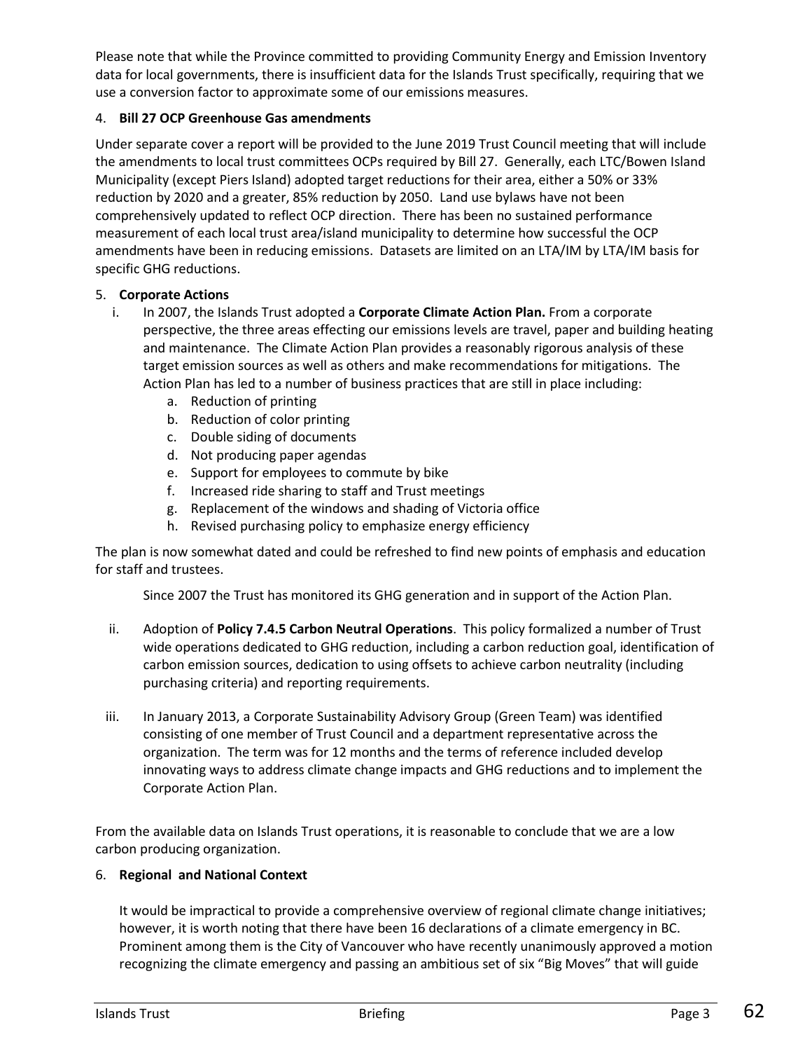Please note that while the Province committed to providing Community Energy and Emission Inventory data for local governments, there is insufficient data for the Islands Trust specifically, requiring that we use a conversion factor to approximate some of our emissions measures.

4. **Bill 27 OCP Greenhouse Gas amendments**

Under separate cover a report will be provided to the June 2019 Trust Council meeting that will include the amendments to local trust committees OCPs required by Bill 27. Generally, each LTC/Bowen Island Municipality (except Piers Island) adopted target reductions for their area, either a 50% or 33% reduction by 2020 and a greater, 85% reduction by 2050. Land use bylaws have not been comprehensively updated to reflect OCP direction. There has been no sustained performance measurement of each local trust area/island municipality to determine how successful the OCP amendments have been in reducing emissions. Datasets are limited on an LTA/IM by LTA/IM basis for specific GHG reductions.

5. **Corporate Actions**
   i. In 2007, the Islands Trust adopted a **Corporate Climate Action Plan.** From a corporate perspective, the three areas effecting our emissions levels are travel, paper and building heating and maintenance. The Climate Action Plan provides a reasonably rigorous analysis of these target emission sources as well as others and make recommendations for mitigations. The Action Plan has led to a number of business practices that are still in place including:
      a. Reduction of printing
      b. Reduction of color printing
      c. Double siding of documents
      d. Not producing paper agendas
      e. Support for employees to commute by bike
      f. Increased ride sharing to staff and Trust meetings
      g. Replacement of the windows and shading of Victoria office
      h. Revised purchasing policy to emphasize energy efficiency

The plan is now somewhat dated and could be refreshed to find new points of emphasis and education for staff and trustees.

Since 2007 the Trust has monitored its GHG generation and in support of the Action Plan.

   ii. Adoption of **Policy 7.4.5 Carbon Neutral Operations**. This policy formalized a number of Trust wide operations dedicated to GHG reduction, including a carbon reduction goal, identification of carbon emission sources, dedication to using offsets to achieve carbon neutrality (including purchasing criteria) and reporting requirements.

   iii. In January 2013, a Corporate Sustainability Advisory Group (Green Team) was identified consisting of one member of Trust Council and a department representative across the organization. The term was for 12 months and the terms of reference included develop innovating ways to address climate change impacts and GHG reductions and to implement the Corporate Action Plan.

From the available data on Islands Trust operations, it is reasonable to conclude that we are a low carbon producing organization.

6. **Regional and National Context**

It would be impractical to provide a comprehensive overview of regional climate change initiatives; however, it is worth noting that there have been 16 declarations of a climate emergency in BC. Prominent among them is the City of Vancouver who have recently unanimously approved a motion recognizing the climate emergency and passing an ambitious set of six "Big Moves" that will guide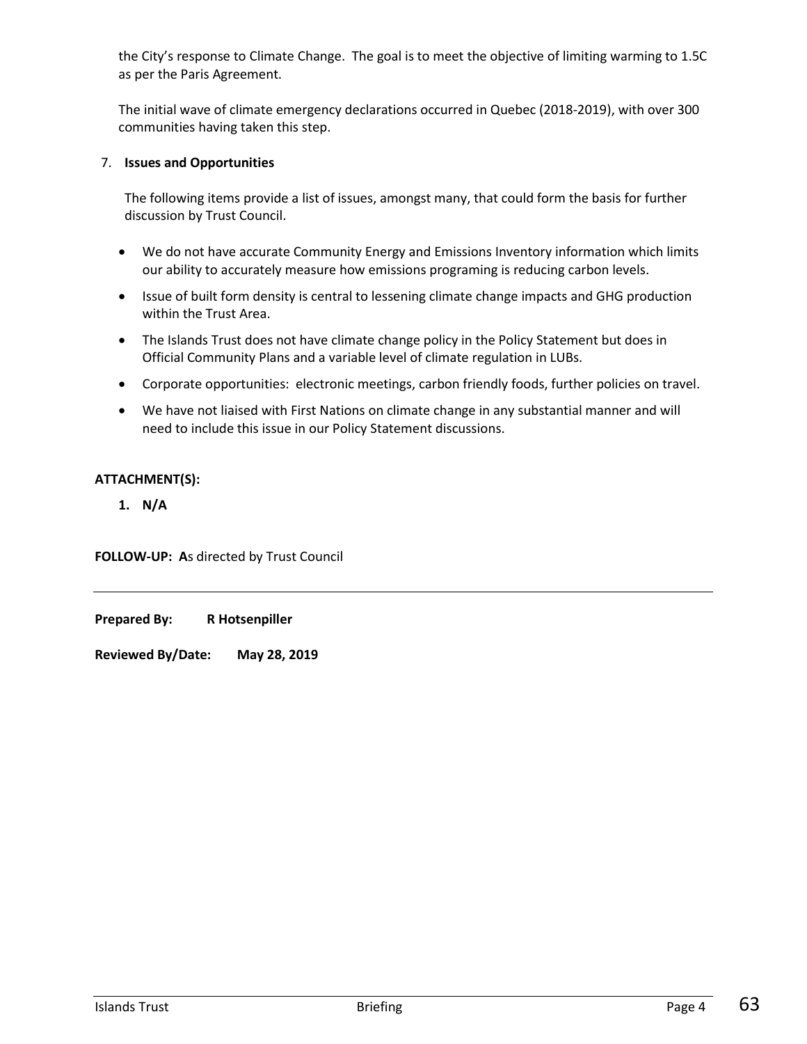the City's response to Climate Change. The goal is to meet the objective of limiting warming to 1.5C as per the Paris Agreement.

The initial wave of climate emergency declarations occurred in Quebec (2018-2019), with over 300 communities having taken this step.

7. **Issues and Opportunities**

The following items provide a list of issues, amongst many, that could form the basis for further discussion by Trust Council.

- We do not have accurate Community Energy and Emissions Inventory information which limits our ability to accurately measure how emissions programing is reducing carbon levels.
- Issue of built form density is central to lessening climate change impacts and GHG production within the Trust Area.
- The Islands Trust does not have climate change policy in the Policy Statement but does in Official Community Plans and a variable level of climate regulation in LUBs.
- Corporate opportunities: electronic meetings, carbon friendly foods, further policies on travel.
- We have not liaised with First Nations on climate change in any substantial manner and will need to include this issue in our Policy Statement discussions.

**ATTACHMENT(S):**

1. **N/A**

**FOLLOW-UP: A**s directed by Trust Council

---

**Prepared By:** **R Hotsenpiller**

**Reviewed By/Date:** **May 28, 2019**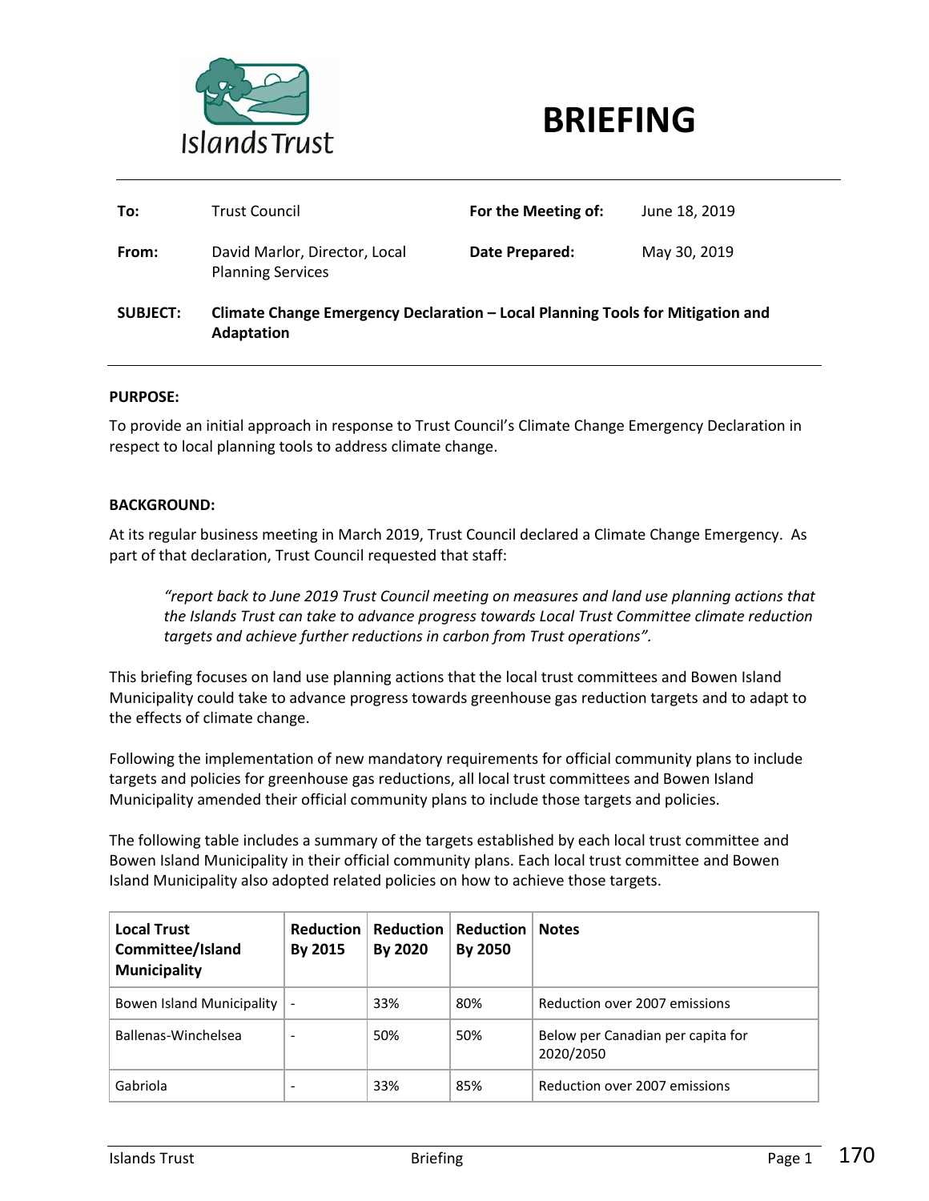# BRIEFING

| | | | |
|---|---|---|---|
| **To:** | Trust Council | **For the Meeting of:** | June 18, 2019 |
| **From:** | David Marlor, Director, Local Planning Services | **Date Prepared:** | May 30, 2019 |

**SUBJECT:** **Climate Change Emergency Declaration – Local Planning Tools for Mitigation and Adaptation**

**PURPOSE:**

To provide an initial approach in response to Trust Council's Climate Change Emergency Declaration in respect to local planning tools to address climate change.

**BACKGROUND:**

At its regular business meeting in March 2019, Trust Council declared a Climate Change Emergency. As part of that declaration, Trust Council requested that staff:

> *"report back to June 2019 Trust Council meeting on measures and land use planning actions that the Islands Trust can take to advance progress towards Local Trust Committee climate reduction targets and achieve further reductions in carbon from Trust operations".*

This briefing focuses on land use planning actions that the local trust committees and Bowen Island Municipality could take to advance progress towards greenhouse gas reduction targets and to adapt to the effects of climate change.

Following the implementation of new mandatory requirements for official community plans to include targets and policies for greenhouse gas reductions, all local trust committees and Bowen Island Municipality amended their official community plans to include those targets and policies.

The following table includes a summary of the targets established by each local trust committee and Bowen Island Municipality in their official community plans. Each local trust committee and Bowen Island Municipality also adopted related policies on how to achieve those targets.

| Local Trust Committee/Island Municipality | Reduction By 2015 | Reduction By 2020 | Reduction By 2050 | Notes |
|---|---|---|---|---|
| Bowen Island Municipality | - | 33% | 80% | Reduction over 2007 emissions |
| Ballenas-Winchelsea | - | 50% | 50% | Below per Canadian per capita for 2020/2050 |
| Gabriola | - | 33% | 85% | Reduction over 2007 emissions |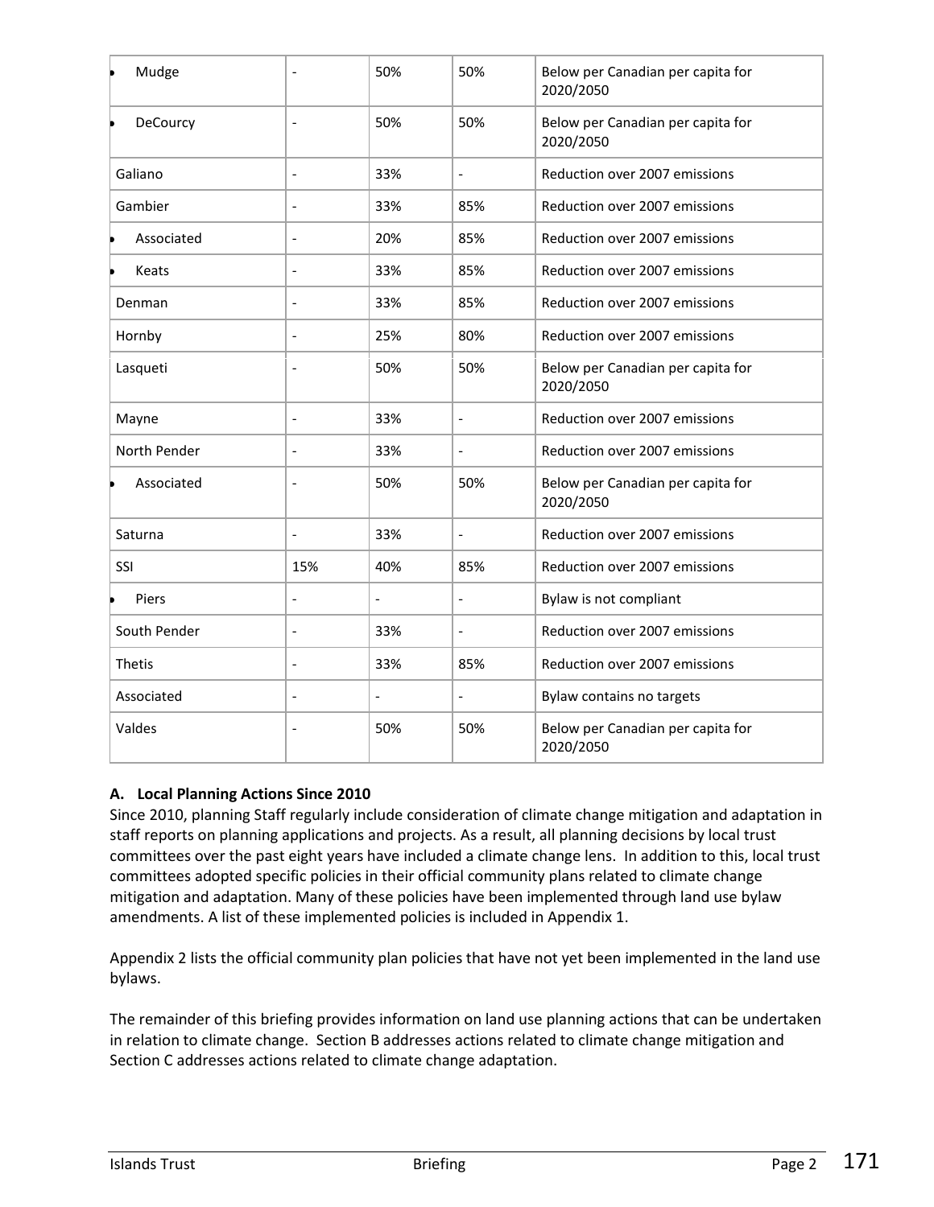| | | | | |
|---|---|---|---|---|
| • Mudge | - | 50% | 50% | Below per Canadian per capita for 2020/2050 |
| • DeCourcy | - | 50% | 50% | Below per Canadian per capita for 2020/2050 |
| Galiano | - | 33% | - | Reduction over 2007 emissions |
| Gambier | - | 33% | 85% | Reduction over 2007 emissions |
| • Associated | - | 20% | 85% | Reduction over 2007 emissions |
| • Keats | - | 33% | 85% | Reduction over 2007 emissions |
| Denman | - | 33% | 85% | Reduction over 2007 emissions |
| Hornby | - | 25% | 80% | Reduction over 2007 emissions |
| Lasqueti | - | 50% | 50% | Below per Canadian per capita for 2020/2050 |
| Mayne | - | 33% | - | Reduction over 2007 emissions |
| North Pender | - | 33% | - | Reduction over 2007 emissions |
| • Associated | - | 50% | 50% | Below per Canadian per capita for 2020/2050 |
| Saturna | - | 33% | - | Reduction over 2007 emissions |
| SSI | 15% | 40% | 85% | Reduction over 2007 emissions |
| • Piers | - | - | - | Bylaw is not compliant |
| South Pender | - | 33% | - | Reduction over 2007 emissions |
| Thetis | - | 33% | 85% | Reduction over 2007 emissions |
| Associated | - | - | - | Bylaw contains no targets |
| Valdes | - | 50% | 50% | Below per Canadian per capita for 2020/2050 |

### A. Local Planning Actions Since 2010

Since 2010, planning Staff regularly include consideration of climate change mitigation and adaptation in staff reports on planning applications and projects. As a result, all planning decisions by local trust committees over the past eight years have included a climate change lens. In addition to this, local trust committees adopted specific policies in their official community plans related to climate change mitigation and adaptation. Many of these policies have been implemented through land use bylaw amendments. A list of these implemented policies is included in Appendix 1.

Appendix 2 lists the official community plan policies that have not yet been implemented in the land use bylaws.

The remainder of this briefing provides information on land use planning actions that can be undertaken in relation to climate change. Section B addresses actions related to climate change mitigation and Section C addresses actions related to climate change adaptation.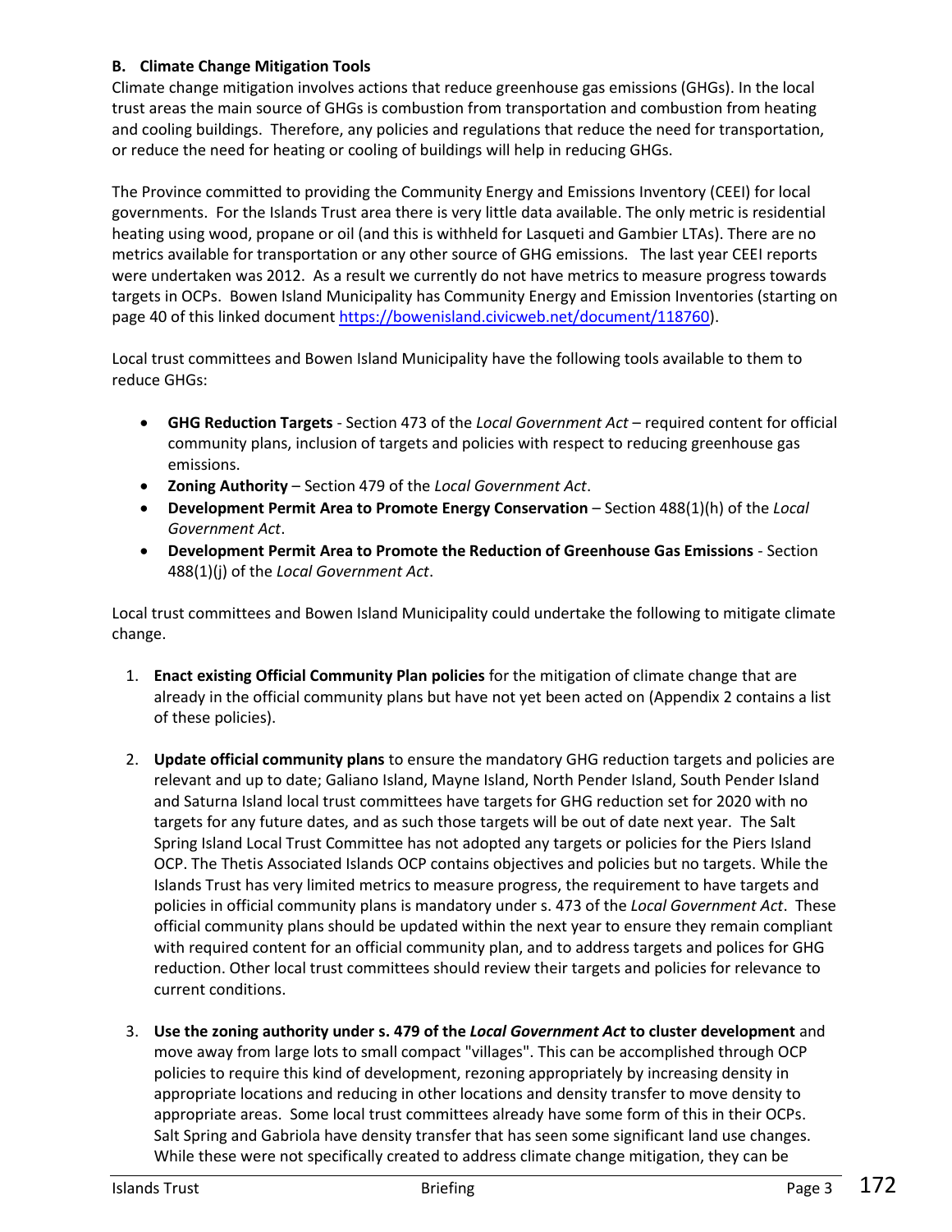### B. Climate Change Mitigation Tools

Climate change mitigation involves actions that reduce greenhouse gas emissions (GHGs). In the local trust areas the main source of GHGs is combustion from transportation and combustion from heating and cooling buildings. Therefore, any policies and regulations that reduce the need for transportation, or reduce the need for heating or cooling of buildings will help in reducing GHGs.

The Province committed to providing the Community Energy and Emissions Inventory (CEEI) for local governments. For the Islands Trust area there is very little data available. The only metric is residential heating using wood, propane or oil (and this is withheld for Lasqueti and Gambier LTAs). There are no metrics available for transportation or any other source of GHG emissions. The last year CEEI reports were undertaken was 2012. As a result we currently do not have metrics to measure progress towards targets in OCPs. Bowen Island Municipality has Community Energy and Emission Inventories (starting on page 40 of this linked document https://bowenisland.civicweb.net/document/118760).

Local trust committees and Bowen Island Municipality have the following tools available to them to reduce GHGs:

- **GHG Reduction Targets** - Section 473 of the *Local Government Act* – required content for official community plans, inclusion of targets and policies with respect to reducing greenhouse gas emissions.
- **Zoning Authority** – Section 479 of the *Local Government Act*.
- **Development Permit Area to Promote Energy Conservation** – Section 488(1)(h) of the *Local Government Act*.
- **Development Permit Area to Promote the Reduction of Greenhouse Gas Emissions** - Section 488(1)(j) of the *Local Government Act*.

Local trust committees and Bowen Island Municipality could undertake the following to mitigate climate change.

1. **Enact existing Official Community Plan policies** for the mitigation of climate change that are already in the official community plans but have not yet been acted on (Appendix 2 contains a list of these policies).

2. **Update official community plans** to ensure the mandatory GHG reduction targets and policies are relevant and up to date; Galiano Island, Mayne Island, North Pender Island, South Pender Island and Saturna Island local trust committees have targets for GHG reduction set for 2020 with no targets for any future dates, and as such those targets will be out of date next year. The Salt Spring Island Local Trust Committee has not adopted any targets or policies for the Piers Island OCP. The Thetis Associated Islands OCP contains objectives and policies but no targets. While the Islands Trust has very limited metrics to measure progress, the requirement to have targets and policies in official community plans is mandatory under s. 473 of the *Local Government Act*. These official community plans should be updated within the next year to ensure they remain compliant with required content for an official community plan, and to address targets and polices for GHG reduction. Other local trust committees should review their targets and policies for relevance to current conditions.

3. **Use the zoning authority under s. 479 of the *Local Government Act* to cluster development** and move away from large lots to small compact "villages". This can be accomplished through OCP policies to require this kind of development, rezoning appropriately by increasing density in appropriate locations and reducing in other locations and density transfer to move density to appropriate areas. Some local trust committees already have some form of this in their OCPs. Salt Spring and Gabriola have density transfer that has seen some significant land use changes. While these were not specifically created to address climate change mitigation, they can be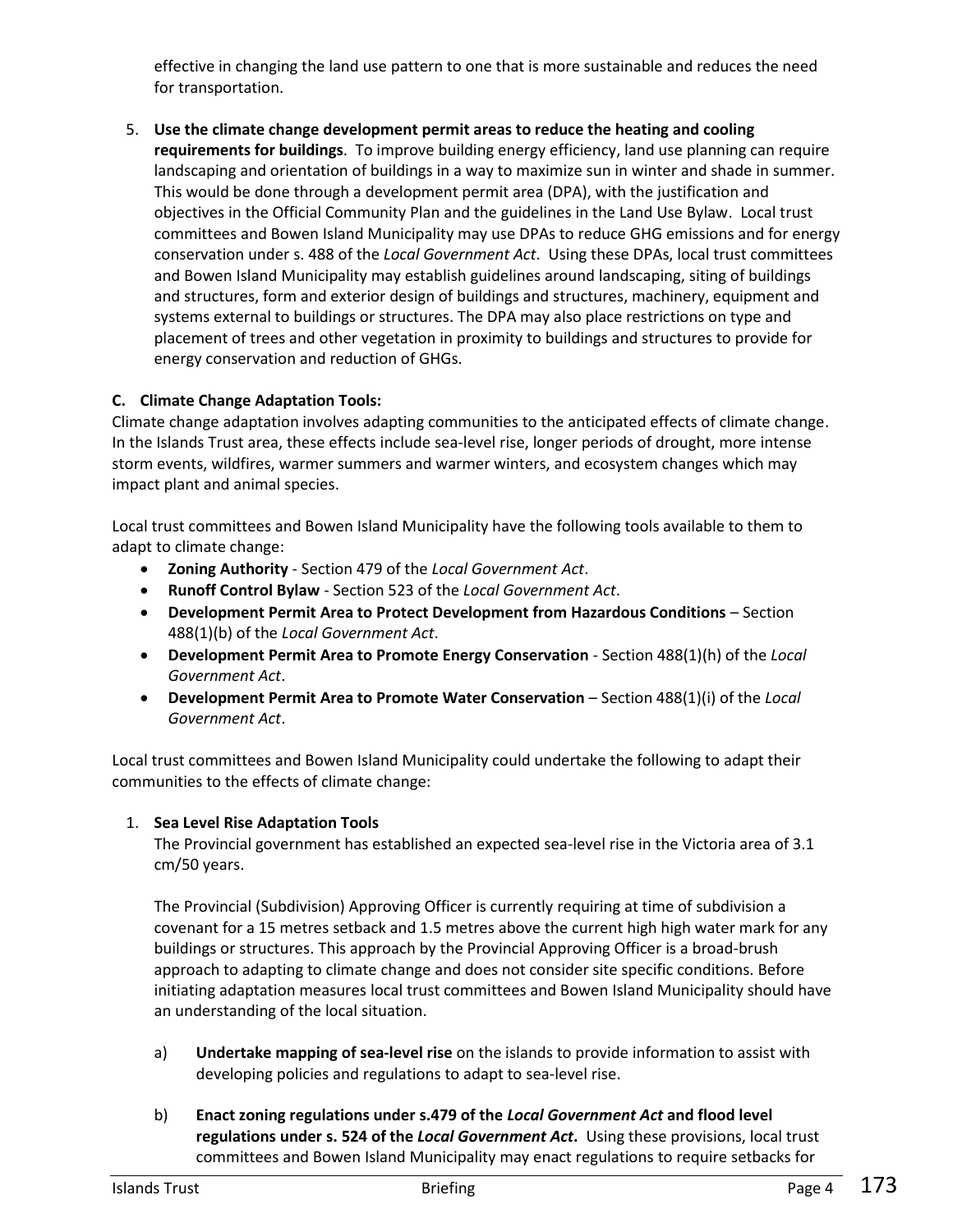effective in changing the land use pattern to one that is more sustainable and reduces the need for transportation.

5. **Use the climate change development permit areas to reduce the heating and cooling requirements for buildings**. To improve building energy efficiency, land use planning can require landscaping and orientation of buildings in a way to maximize sun in winter and shade in summer. This would be done through a development permit area (DPA), with the justification and objectives in the Official Community Plan and the guidelines in the Land Use Bylaw. Local trust committees and Bowen Island Municipality may use DPAs to reduce GHG emissions and for energy conservation under s. 488 of the *Local Government Act*. Using these DPAs, local trust committees and Bowen Island Municipality may establish guidelines around landscaping, siting of buildings and structures, form and exterior design of buildings and structures, machinery, equipment and systems external to buildings or structures. The DPA may also place restrictions on type and placement of trees and other vegetation in proximity to buildings and structures to provide for energy conservation and reduction of GHGs.

### C. Climate Change Adaptation Tools:

Climate change adaptation involves adapting communities to the anticipated effects of climate change. In the Islands Trust area, these effects include sea-level rise, longer periods of drought, more intense storm events, wildfires, warmer summers and warmer winters, and ecosystem changes which may impact plant and animal species.

Local trust committees and Bowen Island Municipality have the following tools available to them to adapt to climate change:

- **Zoning Authority** - Section 479 of the *Local Government Act*.
- **Runoff Control Bylaw** - Section 523 of the *Local Government Act*.
- **Development Permit Area to Protect Development from Hazardous Conditions** – Section 488(1)(b) of the *Local Government Act*.
- **Development Permit Area to Promote Energy Conservation** - Section 488(1)(h) of the *Local Government Act*.
- **Development Permit Area to Promote Water Conservation** – Section 488(1)(i) of the *Local Government Act*.

Local trust committees and Bowen Island Municipality could undertake the following to adapt their communities to the effects of climate change:

1. **Sea Level Rise Adaptation Tools**

   The Provincial government has established an expected sea-level rise in the Victoria area of 3.1 cm/50 years.

   The Provincial (Subdivision) Approving Officer is currently requiring at time of subdivision a covenant for a 15 metres setback and 1.5 metres above the current high high water mark for any buildings or structures. This approach by the Provincial Approving Officer is a broad-brush approach to adapting to climate change and does not consider site specific conditions. Before initiating adaptation measures local trust committees and Bowen Island Municipality should have an understanding of the local situation.

   a) **Undertake mapping of sea-level rise** on the islands to provide information to assist with developing policies and regulations to adapt to sea-level rise.

   b) **Enact zoning regulations under s.479 of the *Local Government Act* and flood level regulations under s. 524 of the *Local Government Act*.** Using these provisions, local trust committees and Bowen Island Municipality may enact regulations to require setbacks for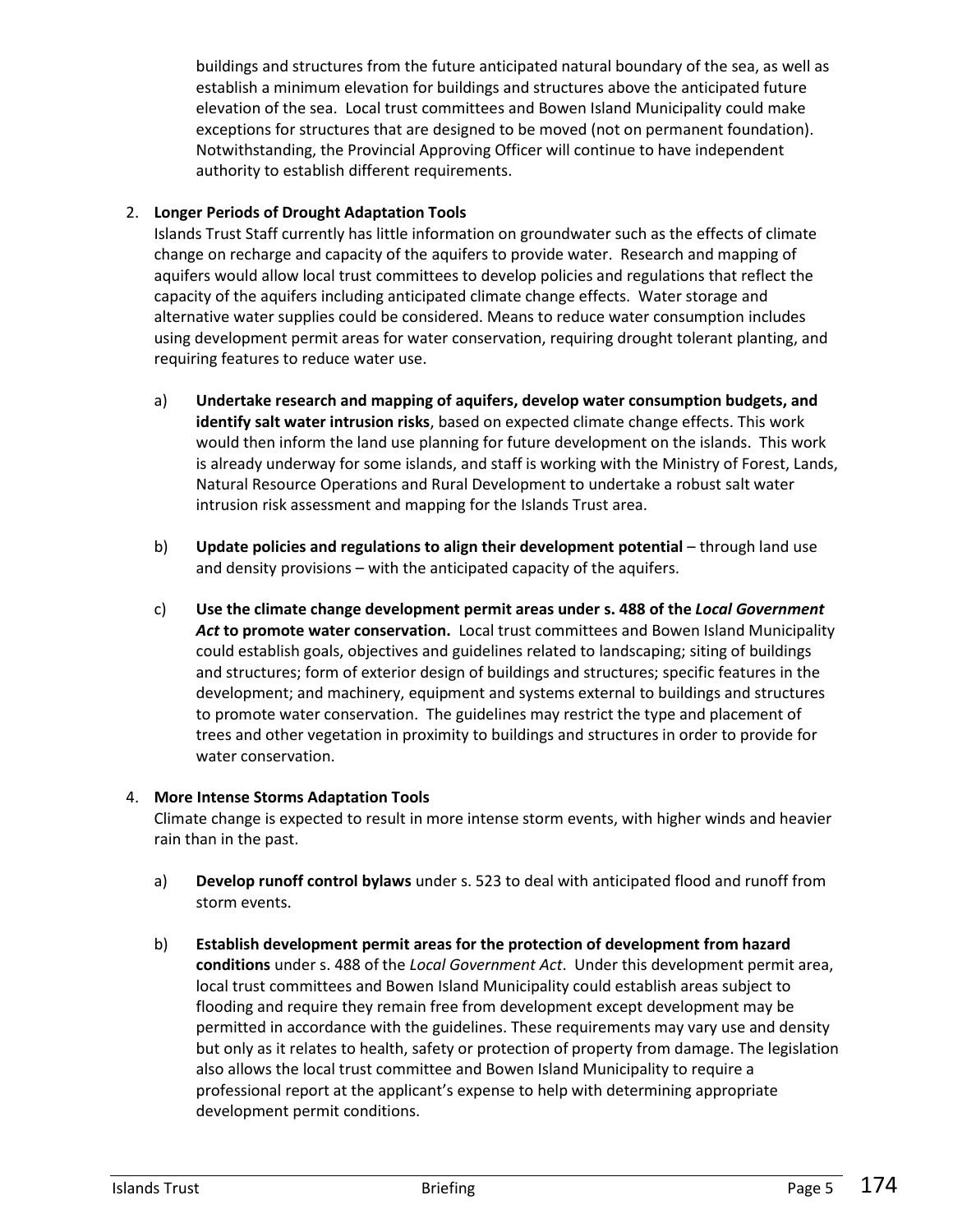buildings and structures from the future anticipated natural boundary of the sea, as well as establish a minimum elevation for buildings and structures above the anticipated future elevation of the sea. Local trust committees and Bowen Island Municipality could make exceptions for structures that are designed to be moved (not on permanent foundation). Notwithstanding, the Provincial Approving Officer will continue to have independent authority to establish different requirements.

2. **Longer Periods of Drought Adaptation Tools**
   Islands Trust Staff currently has little information on groundwater such as the effects of climate change on recharge and capacity of the aquifers to provide water. Research and mapping of aquifers would allow local trust committees to develop policies and regulations that reflect the capacity of the aquifers including anticipated climate change effects. Water storage and alternative water supplies could be considered. Means to reduce water consumption includes using development permit areas for water conservation, requiring drought tolerant planting, and requiring features to reduce water use.

   a) **Undertake research and mapping of aquifers, develop water consumption budgets, and identify salt water intrusion risks**, based on expected climate change effects. This work would then inform the land use planning for future development on the islands. This work is already underway for some islands, and staff is working with the Ministry of Forest, Lands, Natural Resource Operations and Rural Development to undertake a robust salt water intrusion risk assessment and mapping for the Islands Trust area.

   b) **Update policies and regulations to align their development potential** – through land use and density provisions – with the anticipated capacity of the aquifers.

   c) **Use the climate change development permit areas under s. 488 of the *Local Government Act* to promote water conservation.** Local trust committees and Bowen Island Municipality could establish goals, objectives and guidelines related to landscaping; siting of buildings and structures; form of exterior design of buildings and structures; specific features in the development; and machinery, equipment and systems external to buildings and structures to promote water conservation. The guidelines may restrict the type and placement of trees and other vegetation in proximity to buildings and structures in order to provide for water conservation.

4. **More Intense Storms Adaptation Tools**
   Climate change is expected to result in more intense storm events, with higher winds and heavier rain than in the past.

   a) **Develop runoff control bylaws** under s. 523 to deal with anticipated flood and runoff from storm events.

   b) **Establish development permit areas for the protection of development from hazard conditions** under s. 488 of the *Local Government Act*. Under this development permit area, local trust committees and Bowen Island Municipality could establish areas subject to flooding and require they remain free from development except development may be permitted in accordance with the guidelines. These requirements may vary use and density but only as it relates to health, safety or protection of property from damage. The legislation also allows the local trust committee and Bowen Island Municipality to require a professional report at the applicant's expense to help with determining appropriate development permit conditions.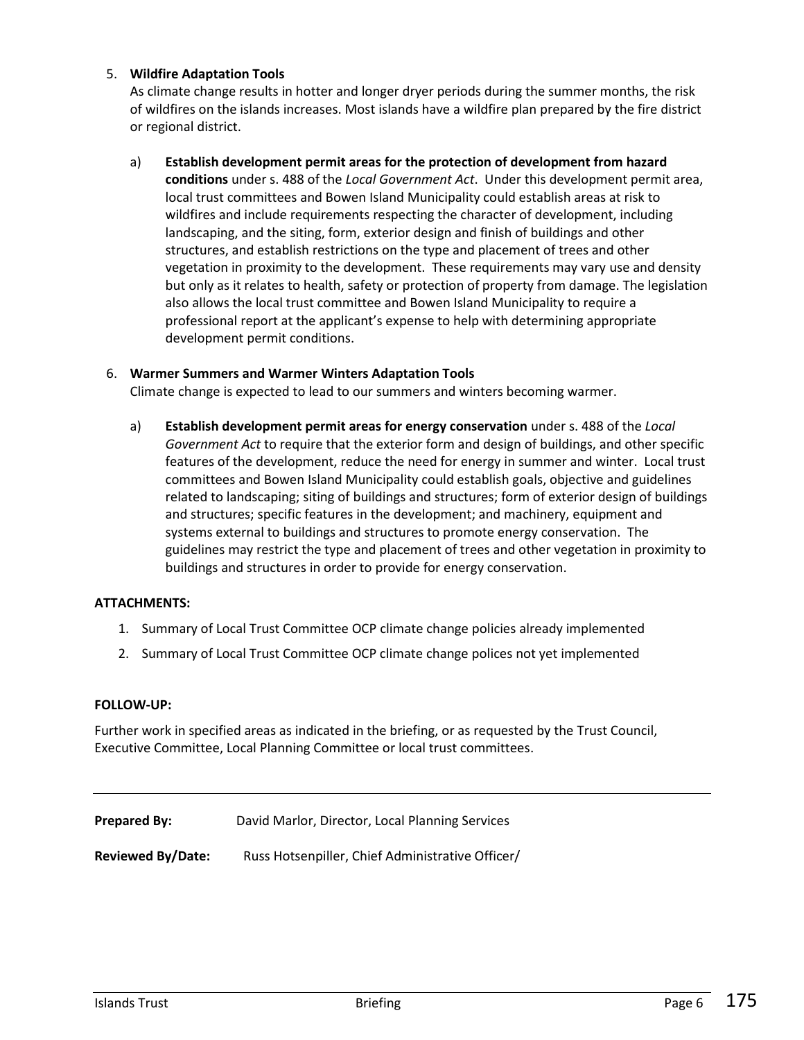5. **Wildfire Adaptation Tools**

   As climate change results in hotter and longer dryer periods during the summer months, the risk of wildfires on the islands increases. Most islands have a wildfire plan prepared by the fire district or regional district.

   a) **Establish development permit areas for the protection of development from hazard conditions** under s. 488 of the *Local Government Act*. Under this development permit area, local trust committees and Bowen Island Municipality could establish areas at risk to wildfires and include requirements respecting the character of development, including landscaping, and the siting, form, exterior design and finish of buildings and other structures, and establish restrictions on the type and placement of trees and other vegetation in proximity to the development. These requirements may vary use and density but only as it relates to health, safety or protection of property from damage. The legislation also allows the local trust committee and Bowen Island Municipality to require a professional report at the applicant's expense to help with determining appropriate development permit conditions.

6. **Warmer Summers and Warmer Winters Adaptation Tools**

   Climate change is expected to lead to our summers and winters becoming warmer.

   a) **Establish development permit areas for energy conservation** under s. 488 of the *Local Government Act* to require that the exterior form and design of buildings, and other specific features of the development, reduce the need for energy in summer and winter. Local trust committees and Bowen Island Municipality could establish goals, objective and guidelines related to landscaping; siting of buildings and structures; form of exterior design of buildings and structures; specific features in the development; and machinery, equipment and systems external to buildings and structures to promote energy conservation. The guidelines may restrict the type and placement of trees and other vegetation in proximity to buildings and structures in order to provide for energy conservation.

**ATTACHMENTS:**

1. Summary of Local Trust Committee OCP climate change policies already implemented
2. Summary of Local Trust Committee OCP climate change polices not yet implemented

**FOLLOW-UP:**

Further work in specified areas as indicated in the briefing, or as requested by the Trust Council, Executive Committee, Local Planning Committee or local trust committees.

---

**Prepared By:** David Marlor, Director, Local Planning Services

**Reviewed By/Date:** Russ Hotsenpiller, Chief Administrative Officer/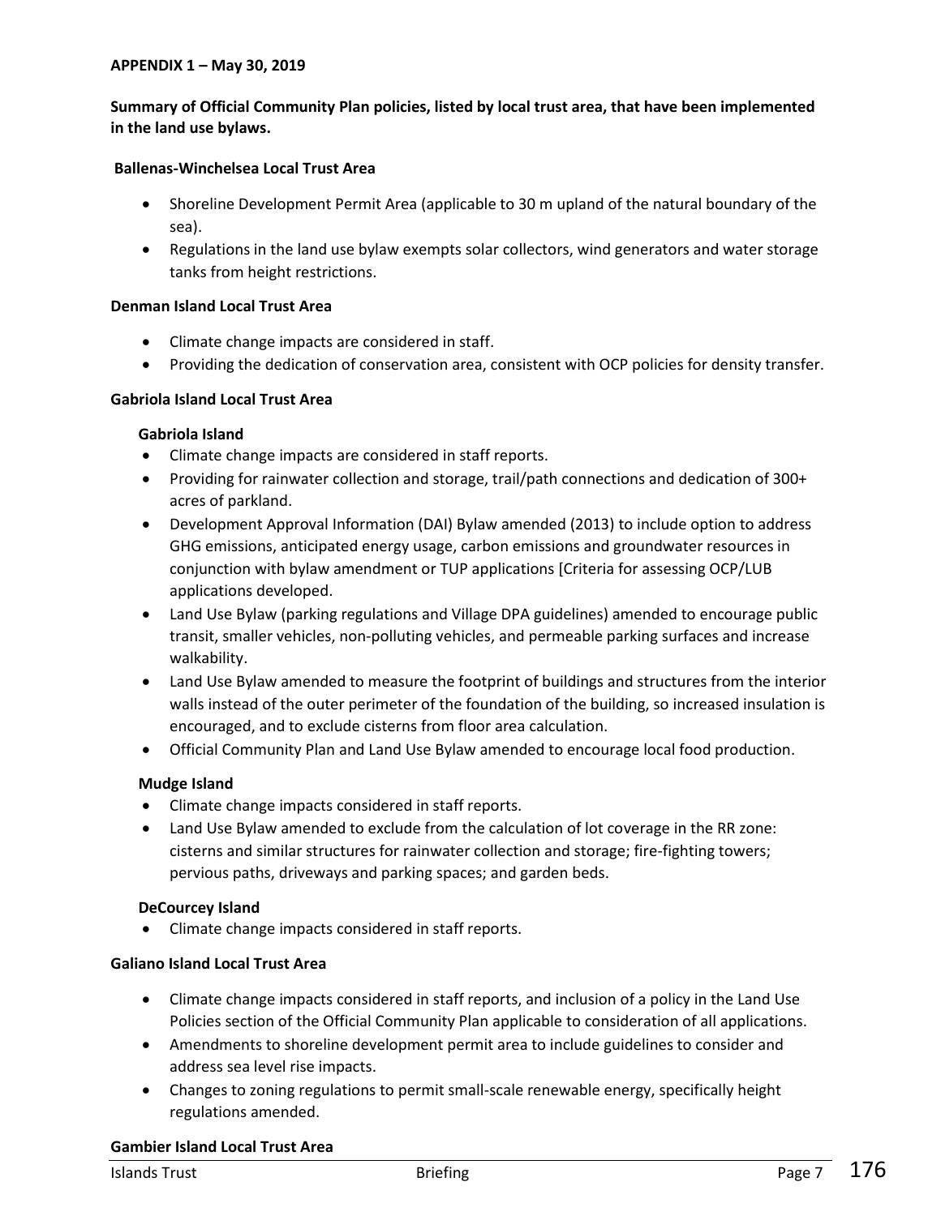**APPENDIX 1 – May 30, 2019**

**Summary of Official Community Plan policies, listed by local trust area, that have been implemented in the land use bylaws.**

**Ballenas-Winchelsea Local Trust Area**

- Shoreline Development Permit Area (applicable to 30 m upland of the natural boundary of the sea).
- Regulations in the land use bylaw exempts solar collectors, wind generators and water storage tanks from height restrictions.

**Denman Island Local Trust Area**

- Climate change impacts are considered in staff.
- Providing the dedication of conservation area, consistent with OCP policies for density transfer.

**Gabriola Island Local Trust Area**

**Gabriola Island**

- Climate change impacts are considered in staff reports.
- Providing for rainwater collection and storage, trail/path connections and dedication of 300+ acres of parkland.
- Development Approval Information (DAI) Bylaw amended (2013) to include option to address GHG emissions, anticipated energy usage, carbon emissions and groundwater resources in conjunction with bylaw amendment or TUP applications [Criteria for assessing OCP/LUB applications developed.
- Land Use Bylaw (parking regulations and Village DPA guidelines) amended to encourage public transit, smaller vehicles, non-polluting vehicles, and permeable parking surfaces and increase walkability.
- Land Use Bylaw amended to measure the footprint of buildings and structures from the interior walls instead of the outer perimeter of the foundation of the building, so increased insulation is encouraged, and to exclude cisterns from floor area calculation.
- Official Community Plan and Land Use Bylaw amended to encourage local food production.

**Mudge Island**

- Climate change impacts considered in staff reports.
- Land Use Bylaw amended to exclude from the calculation of lot coverage in the RR zone: cisterns and similar structures for rainwater collection and storage; fire-fighting towers; pervious paths, driveways and parking spaces; and garden beds.

**DeCourcey Island**

- Climate change impacts considered in staff reports.

**Galiano Island Local Trust Area**

- Climate change impacts considered in staff reports, and inclusion of a policy in the Land Use Policies section of the Official Community Plan applicable to consideration of all applications.
- Amendments to shoreline development permit area to include guidelines to consider and address sea level rise impacts.
- Changes to zoning regulations to permit small-scale renewable energy, specifically height regulations amended.

**Gambier Island Local Trust Area**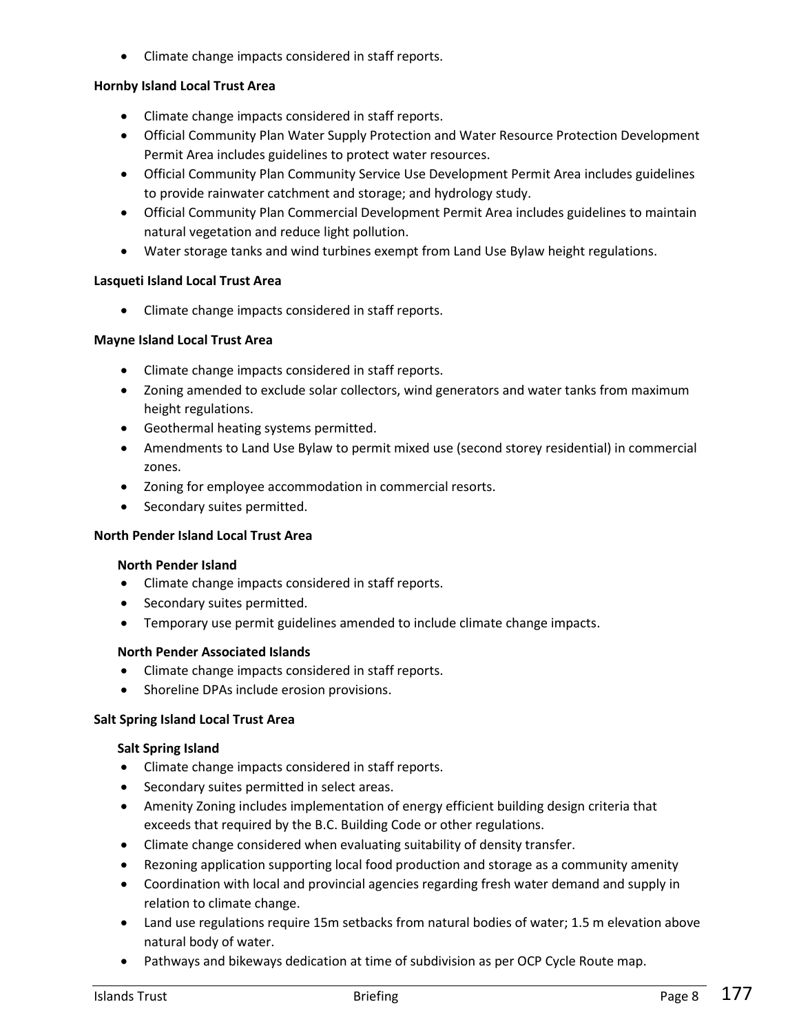- Climate change impacts considered in staff reports.

**Hornby Island Local Trust Area**

- Climate change impacts considered in staff reports.
- Official Community Plan Water Supply Protection and Water Resource Protection Development Permit Area includes guidelines to protect water resources.
- Official Community Plan Community Service Use Development Permit Area includes guidelines to provide rainwater catchment and storage; and hydrology study.
- Official Community Plan Commercial Development Permit Area includes guidelines to maintain natural vegetation and reduce light pollution.
- Water storage tanks and wind turbines exempt from Land Use Bylaw height regulations.

**Lasqueti Island Local Trust Area**

- Climate change impacts considered in staff reports.

**Mayne Island Local Trust Area**

- Climate change impacts considered in staff reports.
- Zoning amended to exclude solar collectors, wind generators and water tanks from maximum height regulations.
- Geothermal heating systems permitted.
- Amendments to Land Use Bylaw to permit mixed use (second storey residential) in commercial zones.
- Zoning for employee accommodation in commercial resorts.
- Secondary suites permitted.

**North Pender Island Local Trust Area**

**North Pender Island**

- Climate change impacts considered in staff reports.
- Secondary suites permitted.
- Temporary use permit guidelines amended to include climate change impacts.

**North Pender Associated Islands**

- Climate change impacts considered in staff reports.
- Shoreline DPAs include erosion provisions.

**Salt Spring Island Local Trust Area**

**Salt Spring Island**

- Climate change impacts considered in staff reports.
- Secondary suites permitted in select areas.
- Amenity Zoning includes implementation of energy efficient building design criteria that exceeds that required by the B.C. Building Code or other regulations.
- Climate change considered when evaluating suitability of density transfer.
- Rezoning application supporting local food production and storage as a community amenity
- Coordination with local and provincial agencies regarding fresh water demand and supply in relation to climate change.
- Land use regulations require 15m setbacks from natural bodies of water; 1.5 m elevation above natural body of water.
- Pathways and bikeways dedication at time of subdivision as per OCP Cycle Route map.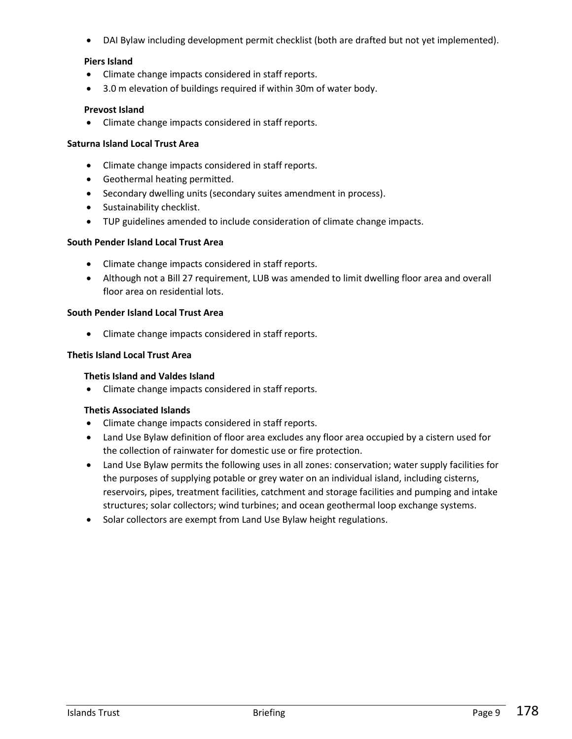- DAI Bylaw including development permit checklist (both are drafted but not yet implemented).

**Piers Island**

- Climate change impacts considered in staff reports.
- 3.0 m elevation of buildings required if within 30m of water body.

**Prevost Island**

- Climate change impacts considered in staff reports.

**Saturna Island Local Trust Area**

- Climate change impacts considered in staff reports.
- Geothermal heating permitted.
- Secondary dwelling units (secondary suites amendment in process).
- Sustainability checklist.
- TUP guidelines amended to include consideration of climate change impacts.

**South Pender Island Local Trust Area**

- Climate change impacts considered in staff reports.
- Although not a Bill 27 requirement, LUB was amended to limit dwelling floor area and overall floor area on residential lots.

**South Pender Island Local Trust Area**

- Climate change impacts considered in staff reports.

**Thetis Island Local Trust Area**

**Thetis Island and Valdes Island**

- Climate change impacts considered in staff reports.

**Thetis Associated Islands**

- Climate change impacts considered in staff reports.
- Land Use Bylaw definition of floor area excludes any floor area occupied by a cistern used for the collection of rainwater for domestic use or fire protection.
- Land Use Bylaw permits the following uses in all zones: conservation; water supply facilities for the purposes of supplying potable or grey water on an individual island, including cisterns, reservoirs, pipes, treatment facilities, catchment and storage facilities and pumping and intake structures; solar collectors; wind turbines; and ocean geothermal loop exchange systems.
- Solar collectors are exempt from Land Use Bylaw height regulations.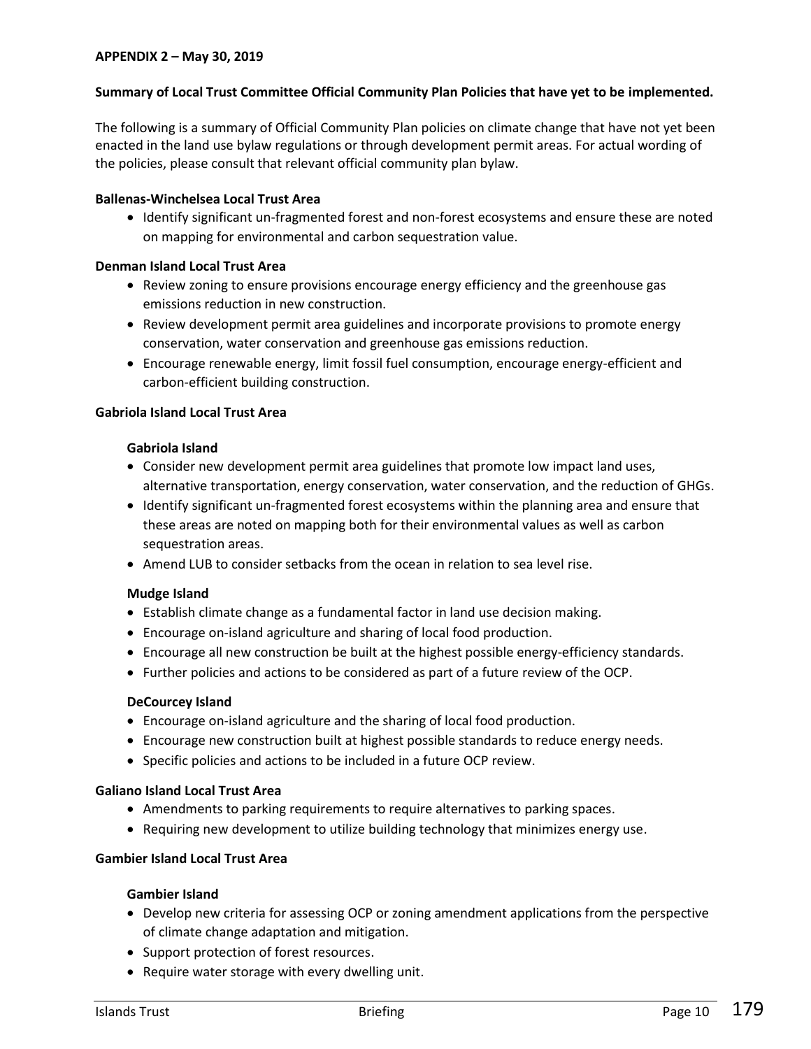**APPENDIX 2 – May 30, 2019**

**Summary of Local Trust Committee Official Community Plan Policies that have yet to be implemented.**

The following is a summary of Official Community Plan policies on climate change that have not yet been enacted in the land use bylaw regulations or through development permit areas. For actual wording of the policies, please consult that relevant official community plan bylaw.

**Ballenas-Winchelsea Local Trust Area**

- Identify significant un-fragmented forest and non-forest ecosystems and ensure these are noted on mapping for environmental and carbon sequestration value.

**Denman Island Local Trust Area**

- Review zoning to ensure provisions encourage energy efficiency and the greenhouse gas emissions reduction in new construction.
- Review development permit area guidelines and incorporate provisions to promote energy conservation, water conservation and greenhouse gas emissions reduction.
- Encourage renewable energy, limit fossil fuel consumption, encourage energy-efficient and carbon-efficient building construction.

**Gabriola Island Local Trust Area**

**Gabriola Island**

- Consider new development permit area guidelines that promote low impact land uses, alternative transportation, energy conservation, water conservation, and the reduction of GHGs.
- Identify significant un-fragmented forest ecosystems within the planning area and ensure that these areas are noted on mapping both for their environmental values as well as carbon sequestration areas.
- Amend LUB to consider setbacks from the ocean in relation to sea level rise.

**Mudge Island**

- Establish climate change as a fundamental factor in land use decision making.
- Encourage on-island agriculture and sharing of local food production.
- Encourage all new construction be built at the highest possible energy-efficiency standards.
- Further policies and actions to be considered as part of a future review of the OCP.

**DeCourcey Island**

- Encourage on-island agriculture and the sharing of local food production.
- Encourage new construction built at highest possible standards to reduce energy needs.
- Specific policies and actions to be included in a future OCP review.

**Galiano Island Local Trust Area**

- Amendments to parking requirements to require alternatives to parking spaces.
- Requiring new development to utilize building technology that minimizes energy use.

**Gambier Island Local Trust Area**

**Gambier Island**

- Develop new criteria for assessing OCP or zoning amendment applications from the perspective of climate change adaptation and mitigation.
- Support protection of forest resources.
- Require water storage with every dwelling unit.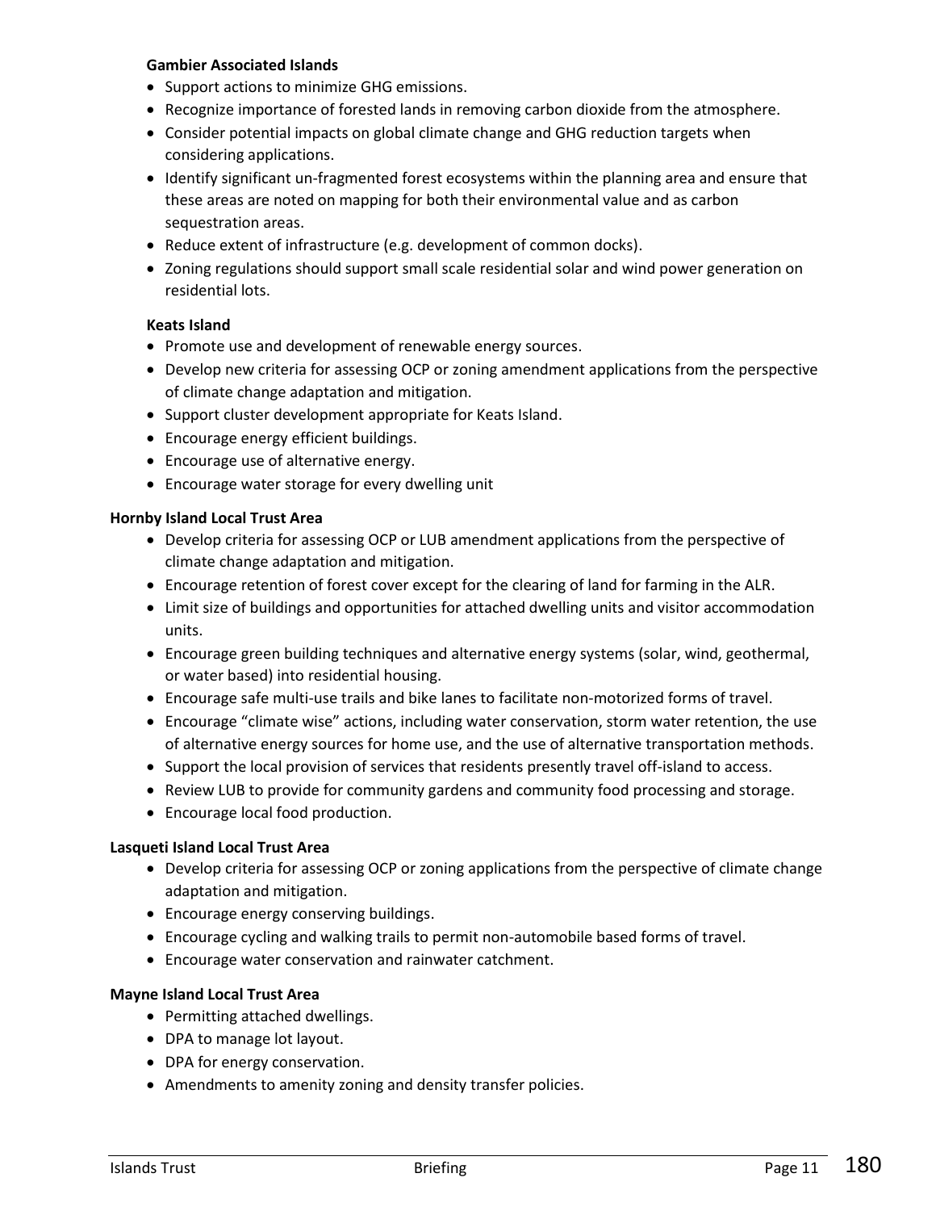**Gambier Associated Islands**

- Support actions to minimize GHG emissions.
- Recognize importance of forested lands in removing carbon dioxide from the atmosphere.
- Consider potential impacts on global climate change and GHG reduction targets when considering applications.
- Identify significant un-fragmented forest ecosystems within the planning area and ensure that these areas are noted on mapping for both their environmental value and as carbon sequestration areas.
- Reduce extent of infrastructure (e.g. development of common docks).
- Zoning regulations should support small scale residential solar and wind power generation on residential lots.

**Keats Island**

- Promote use and development of renewable energy sources.
- Develop new criteria for assessing OCP or zoning amendment applications from the perspective of climate change adaptation and mitigation.
- Support cluster development appropriate for Keats Island.
- Encourage energy efficient buildings.
- Encourage use of alternative energy.
- Encourage water storage for every dwelling unit

**Hornby Island Local Trust Area**

- Develop criteria for assessing OCP or LUB amendment applications from the perspective of climate change adaptation and mitigation.
- Encourage retention of forest cover except for the clearing of land for farming in the ALR.
- Limit size of buildings and opportunities for attached dwelling units and visitor accommodation units.
- Encourage green building techniques and alternative energy systems (solar, wind, geothermal, or water based) into residential housing.
- Encourage safe multi-use trails and bike lanes to facilitate non-motorized forms of travel.
- Encourage "climate wise" actions, including water conservation, storm water retention, the use of alternative energy sources for home use, and the use of alternative transportation methods.
- Support the local provision of services that residents presently travel off-island to access.
- Review LUB to provide for community gardens and community food processing and storage.
- Encourage local food production.

**Lasqueti Island Local Trust Area**

- Develop criteria for assessing OCP or zoning applications from the perspective of climate change adaptation and mitigation.
- Encourage energy conserving buildings.
- Encourage cycling and walking trails to permit non-automobile based forms of travel.
- Encourage water conservation and rainwater catchment.

**Mayne Island Local Trust Area**

- Permitting attached dwellings.
- DPA to manage lot layout.
- DPA for energy conservation.
- Amendments to amenity zoning and density transfer policies.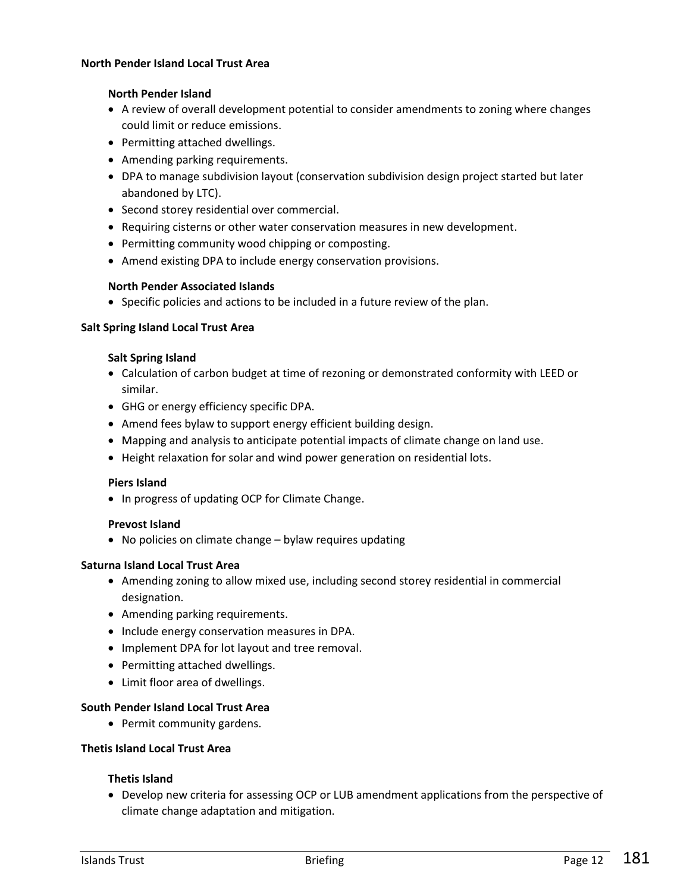**North Pender Island Local Trust Area**

**North Pender Island**

- A review of overall development potential to consider amendments to zoning where changes could limit or reduce emissions.
- Permitting attached dwellings.
- Amending parking requirements.
- DPA to manage subdivision layout (conservation subdivision design project started but later abandoned by LTC).
- Second storey residential over commercial.
- Requiring cisterns or other water conservation measures in new development.
- Permitting community wood chipping or composting.
- Amend existing DPA to include energy conservation provisions.

**North Pender Associated Islands**

- Specific policies and actions to be included in a future review of the plan.

**Salt Spring Island Local Trust Area**

**Salt Spring Island**

- Calculation of carbon budget at time of rezoning or demonstrated conformity with LEED or similar.
- GHG or energy efficiency specific DPA.
- Amend fees bylaw to support energy efficient building design.
- Mapping and analysis to anticipate potential impacts of climate change on land use.
- Height relaxation for solar and wind power generation on residential lots.

**Piers Island**

- In progress of updating OCP for Climate Change.

**Prevost Island**

- No policies on climate change – bylaw requires updating

**Saturna Island Local Trust Area**

- Amending zoning to allow mixed use, including second storey residential in commercial designation.
- Amending parking requirements.
- Include energy conservation measures in DPA.
- Implement DPA for lot layout and tree removal.
- Permitting attached dwellings.
- Limit floor area of dwellings.

**South Pender Island Local Trust Area**

- Permit community gardens.

**Thetis Island Local Trust Area**

**Thetis Island**

- Develop new criteria for assessing OCP or LUB amendment applications from the perspective of climate change adaptation and mitigation.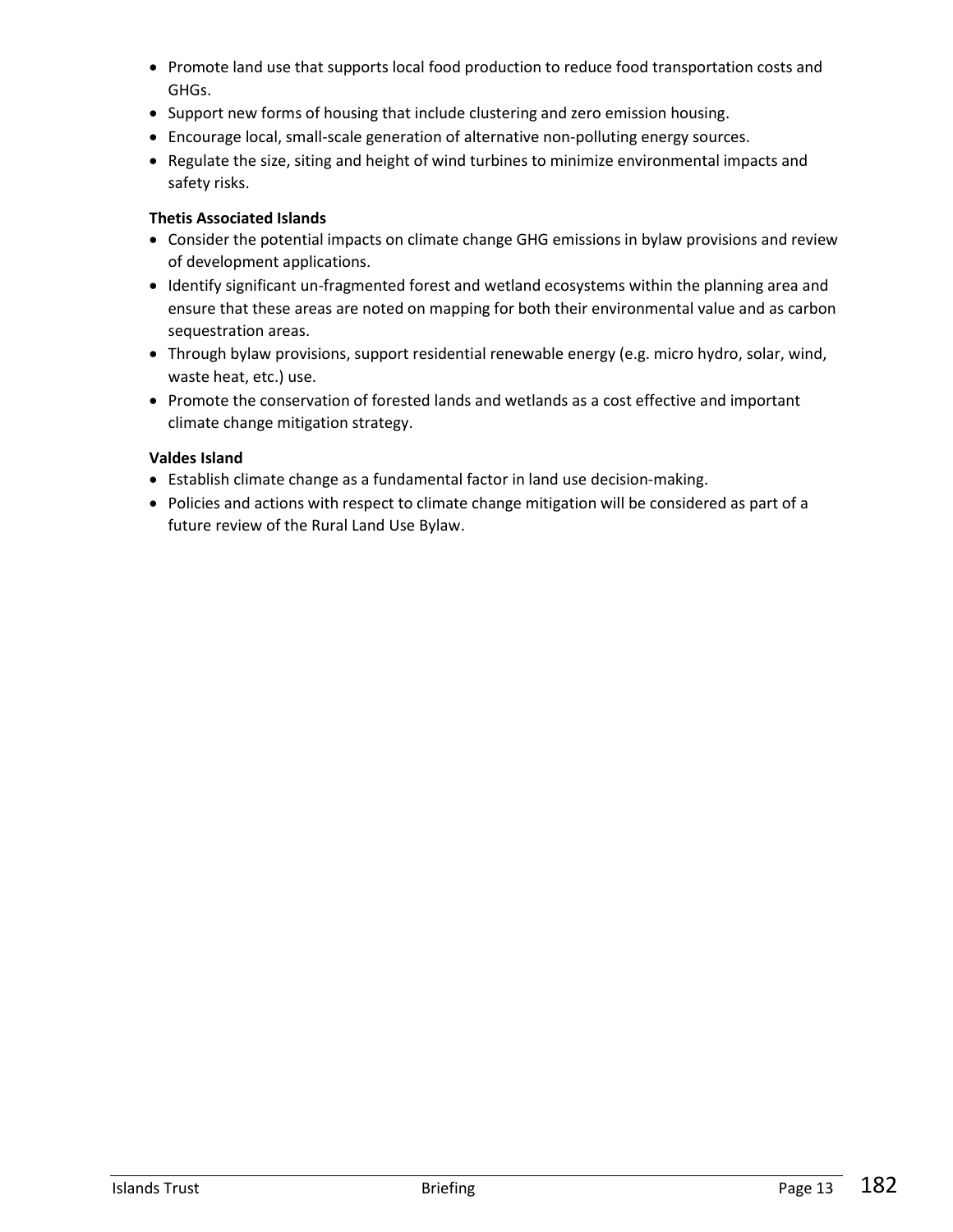- Promote land use that supports local food production to reduce food transportation costs and GHGs.
- Support new forms of housing that include clustering and zero emission housing.
- Encourage local, small-scale generation of alternative non-polluting energy sources.
- Regulate the size, siting and height of wind turbines to minimize environmental impacts and safety risks.

**Thetis Associated Islands**

- Consider the potential impacts on climate change GHG emissions in bylaw provisions and review of development applications.
- Identify significant un-fragmented forest and wetland ecosystems within the planning area and ensure that these areas are noted on mapping for both their environmental value and as carbon sequestration areas.
- Through bylaw provisions, support residential renewable energy (e.g. micro hydro, solar, wind, waste heat, etc.) use.
- Promote the conservation of forested lands and wetlands as a cost effective and important climate change mitigation strategy.

**Valdes Island**

- Establish climate change as a fundamental factor in land use decision-making.
- Policies and actions with respect to climate change mitigation will be considered as part of a future review of the Rural Land Use Bylaw.